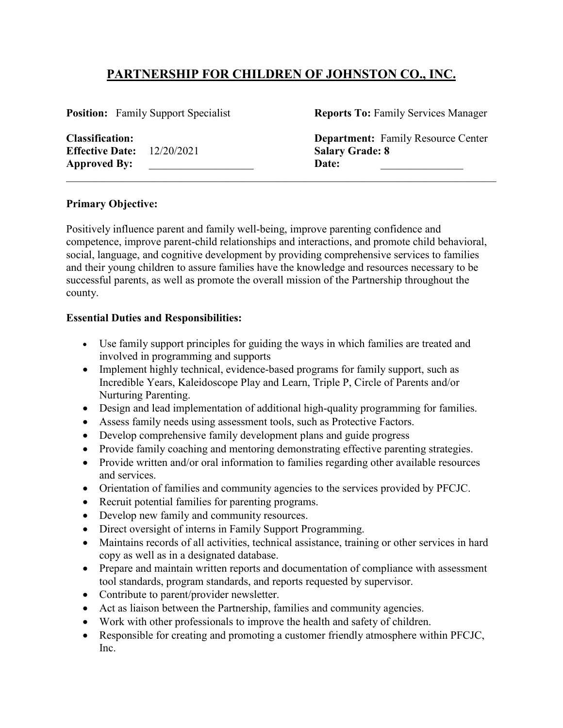# PARTNERSHIP FOR CHILDREN OF JOHNSTON CO., INC.

| | | | |
|---|---|---|---|
| **Position:** | Family Support Specialist | **Reports To:** | Family Services Manager |
| **Classification:** | | **Department:** | Family Resource Center |
| **Effective Date:** | 12/20/2021 | **Salary Grade: 8** | |
| **Approved By:** | ___________________ | **Date:** | _______________ |

---

**Primary Objective:**

Positively influence parent and family well-being, improve parenting confidence and competence, improve parent-child relationships and interactions, and promote child behavioral, social, language, and cognitive development by providing comprehensive services to families and their young children to assure families have the knowledge and resources necessary to be successful parents, as well as promote the overall mission of the Partnership throughout the county.

**Essential Duties and Responsibilities:**

- Use family support principles for guiding the ways in which families are treated and involved in programming and supports
- Implement highly technical, evidence-based programs for family support, such as Incredible Years, Kaleidoscope Play and Learn, Triple P, Circle of Parents and/or Nurturing Parenting.
- Design and lead implementation of additional high-quality programming for families.
- Assess family needs using assessment tools, such as Protective Factors.
- Develop comprehensive family development plans and guide progress
- Provide family coaching and mentoring demonstrating effective parenting strategies.
- Provide written and/or oral information to families regarding other available resources and services.
- Orientation of families and community agencies to the services provided by PFCJC.
- Recruit potential families for parenting programs.
- Develop new family and community resources.
- Direct oversight of interns in Family Support Programming.
- Maintains records of all activities, technical assistance, training or other services in hard copy as well as in a designated database.
- Prepare and maintain written reports and documentation of compliance with assessment tool standards, program standards, and reports requested by supervisor.
- Contribute to parent/provider newsletter.
- Act as liaison between the Partnership, families and community agencies.
- Work with other professionals to improve the health and safety of children.
- Responsible for creating and promoting a customer friendly atmosphere within PFCJC, Inc.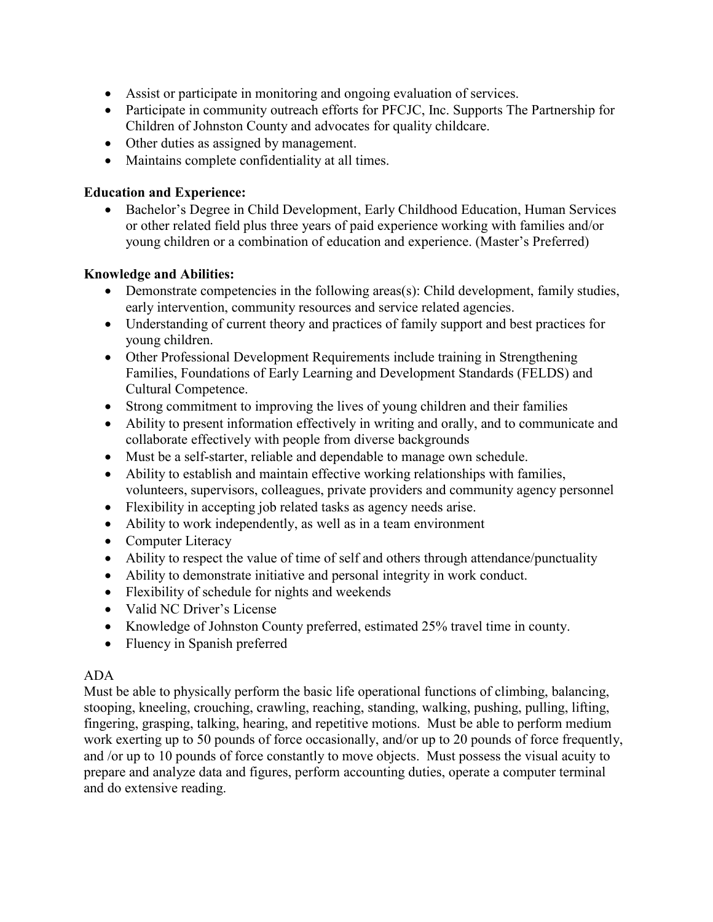- Assist or participate in monitoring and ongoing evaluation of services.
- Participate in community outreach efforts for PFCJC, Inc. Supports The Partnership for Children of Johnston County and advocates for quality childcare.
- Other duties as assigned by management.
- Maintains complete confidentiality at all times.

**Education and Experience:**

- Bachelor's Degree in Child Development, Early Childhood Education, Human Services or other related field plus three years of paid experience working with families and/or young children or a combination of education and experience. (Master's Preferred)

**Knowledge and Abilities:**

- Demonstrate competencies in the following areas(s): Child development, family studies, early intervention, community resources and service related agencies.
- Understanding of current theory and practices of family support and best practices for young children.
- Other Professional Development Requirements include training in Strengthening Families, Foundations of Early Learning and Development Standards (FELDS) and Cultural Competence.
- Strong commitment to improving the lives of young children and their families
- Ability to present information effectively in writing and orally, and to communicate and collaborate effectively with people from diverse backgrounds
- Must be a self-starter, reliable and dependable to manage own schedule.
- Ability to establish and maintain effective working relationships with families, volunteers, supervisors, colleagues, private providers and community agency personnel
- Flexibility in accepting job related tasks as agency needs arise.
- Ability to work independently, as well as in a team environment
- Computer Literacy
- Ability to respect the value of time of self and others through attendance/punctuality
- Ability to demonstrate initiative and personal integrity in work conduct.
- Flexibility of schedule for nights and weekends
- Valid NC Driver's License
- Knowledge of Johnston County preferred, estimated 25% travel time in county.
- Fluency in Spanish preferred

ADA

Must be able to physically perform the basic life operational functions of climbing, balancing, stooping, kneeling, crouching, crawling, reaching, standing, walking, pushing, pulling, lifting, fingering, grasping, talking, hearing, and repetitive motions. Must be able to perform medium work exerting up to 50 pounds of force occasionally, and/or up to 20 pounds of force frequently, and /or up to 10 pounds of force constantly to move objects. Must possess the visual acuity to prepare and analyze data and figures, perform accounting duties, operate a computer terminal and do extensive reading.